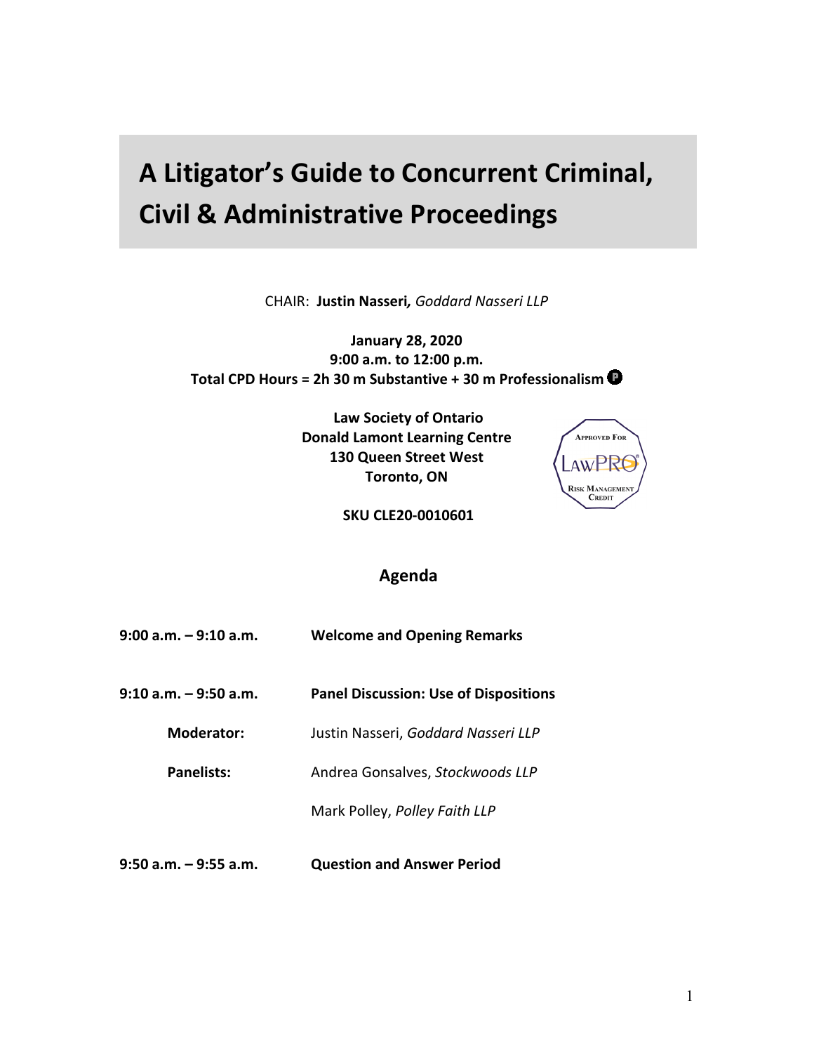# A Litigator's Guide to Concurrent Criminal, Civil & Administrative Proceedings

CHAIR: **Justin Nasseri,** *Goddard Nasseri LLP*

**January 28, 2020**
**9:00 a.m. to 12:00 p.m.**
**Total CPD Hours = 2h 30 m Substantive + 30 m Professionalism** Ⓟ

**Law Society of Ontario**
**Donald Lamont Learning Centre**
**130 Queen Street West**
**Toronto, ON**

APPROVED FOR LAWPRO® RISK MANAGEMENT CREDIT

**SKU CLE20-0010601**

## Agenda

| | |
|---|---|
| **9:00 a.m. – 9:10 a.m.** | **Welcome and Opening Remarks** |
| **9:10 a.m. – 9:50 a.m.** | **Panel Discussion: Use of Dispositions** |
| **Moderator:** | Justin Nasseri, *Goddard Nasseri LLP* |
| **Panelists:** | Andrea Gonsalves, *Stockwoods LLP* |
| | Mark Polley, *Polley Faith LLP* |
| **9:50 a.m. – 9:55 a.m.** | **Question and Answer Period** |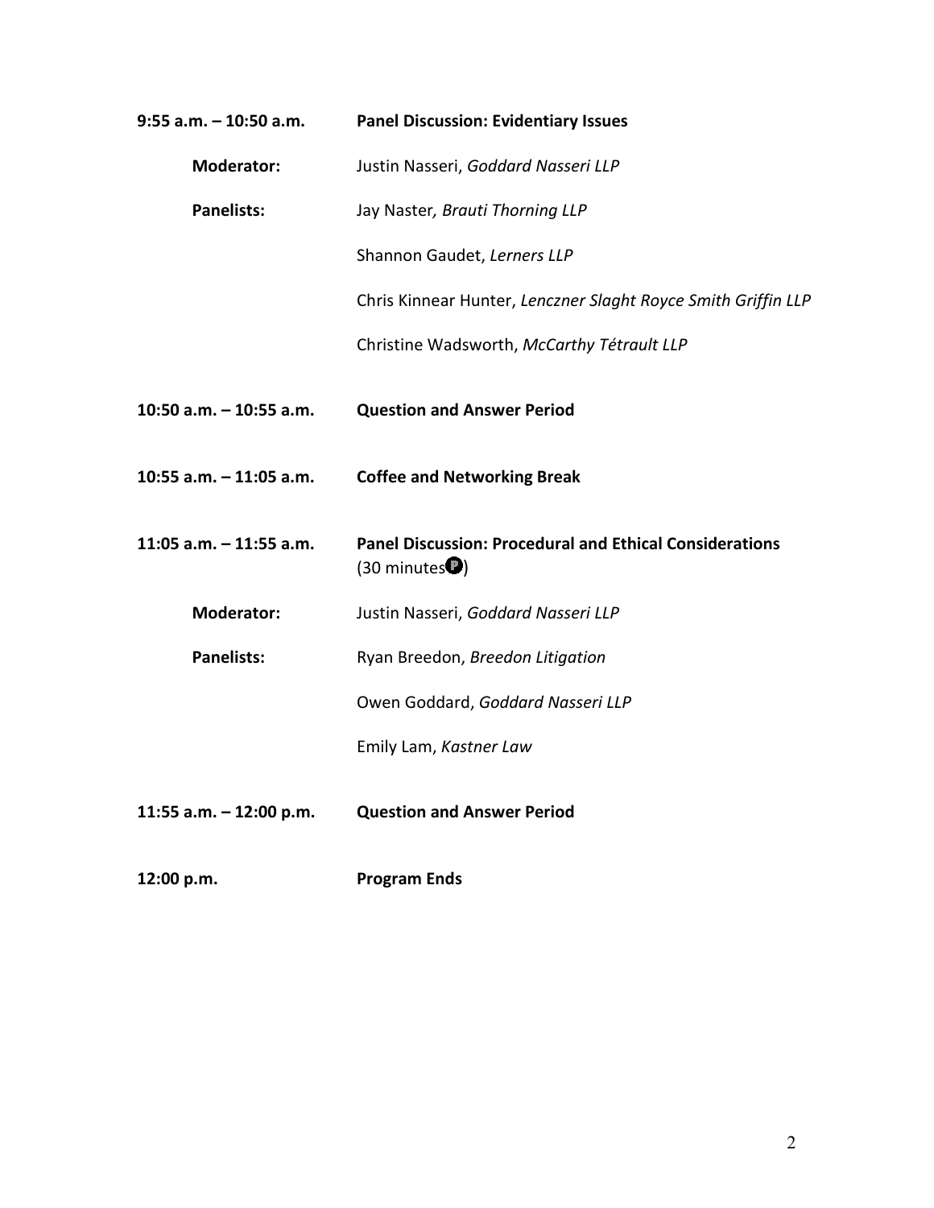| | |
|---|---|
| **9:55 a.m. – 10:50 a.m.** | **Panel Discussion: Evidentiary Issues** |
| **Moderator:** | Justin Nasseri, *Goddard Nasseri LLP* |
| **Panelists:** | Jay Naster, *Brauti Thorning LLP* |
| | Shannon Gaudet, *Lerners LLP* |
| | Chris Kinnear Hunter, *Lenczner Slaght Royce Smith Griffin LLP* |
| | Christine Wadsworth, *McCarthy Tétrault LLP* |
| **10:50 a.m. – 10:55 a.m.** | **Question and Answer Period** |
| **10:55 a.m. – 11:05 a.m.** | **Coffee and Networking Break** |
| **11:05 a.m. – 11:55 a.m.** | **Panel Discussion: Procedural and Ethical Considerations** (30 minutes P) |
| **Moderator:** | Justin Nasseri, *Goddard Nasseri LLP* |
| **Panelists:** | Ryan Breedon, *Breedon Litigation* |
| | Owen Goddard, *Goddard Nasseri LLP* |
| | Emily Lam, *Kastner Law* |
| **11:55 a.m. – 12:00 p.m.** | **Question and Answer Period** |
| **12:00 p.m.** | **Program Ends** |